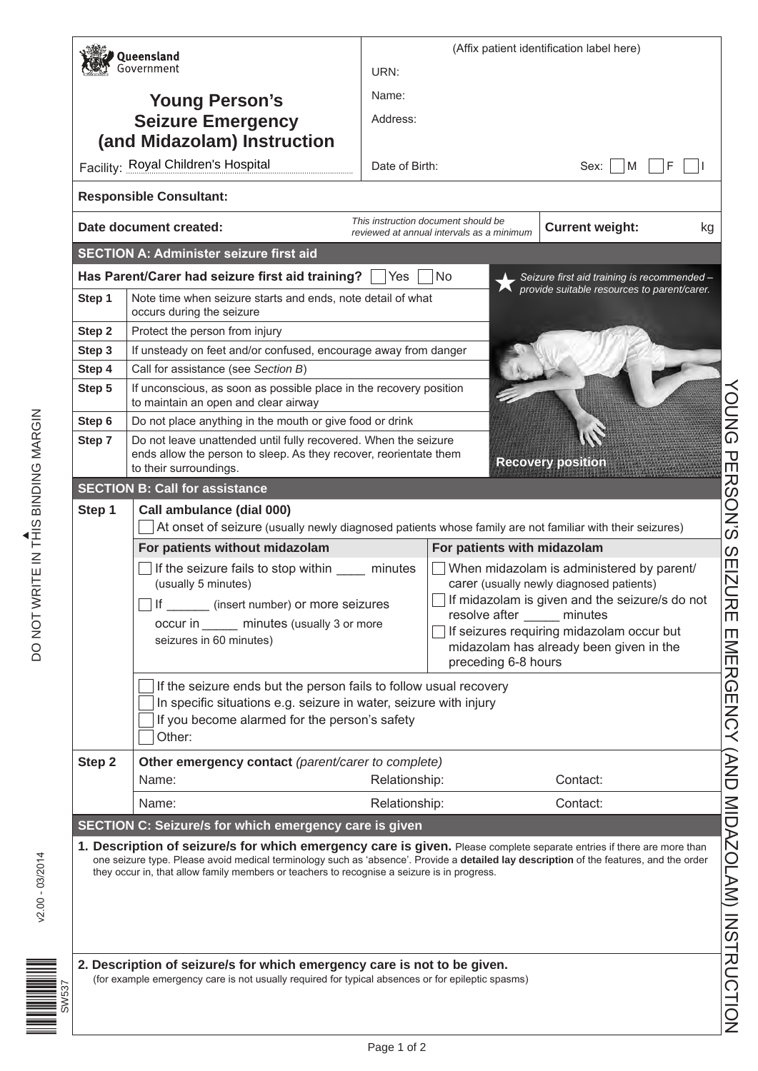Queensland Government

# Young Person's Seizure Emergency (and Midazolam) Instruction

Facility: Royal Children's Hospital

(Affix patient identification label here)

URN:

Name:

Address:

Date of Birth:

Sex: ☐ M ☐ F ☐ I

**Responsible Consultant:**

**Date document created:**

*This instruction document should be reviewed at annual intervals as a minimum*

**Current weight:** kg

## SECTION A: Administer seizure first aid

**Has Parent/Carer had seizure first aid training?** ☐ Yes ☐ No

*Seizure first aid training is recommended – provide suitable resources to parent/carer.*

| Step | |
|---|---|
| **Step 1** | Note time when seizure starts and ends, note detail of what occurs during the seizure |
| **Step 2** | Protect the person from injury |
| **Step 3** | If unsteady on feet and/or confused, encourage away from danger |
| **Step 4** | Call for assistance (see *Section B*) |
| **Step 5** | If unconscious, as soon as possible place in the recovery position to maintain an open and clear airway |
| **Step 6** | Do not place anything in the mouth or give food or drink |
| **Step 7** | Do not leave unattended until fully recovered. When the seizure ends allow the person to sleep. As they recover, reorientate them to their surroundings. |

**Recovery position**

## SECTION B: Call for assistance

**Step 1** **Call ambulance (dial 000)**

☐ At onset of seizure (usually newly diagnosed patients whose family are not familiar with their seizures)

| For patients without midazolam | For patients with midazolam |
|---|---|
| ☐ If the seizure fails to stop within ____ minutes (usually 5 minutes) | ☐ When midazolam is administered by parent/carer (usually newly diagnosed patients) |
| ☐ If ______ (insert number) or more seizures occur in _____ minutes (usually 3 or more seizures in 60 minutes) | ☐ If midazolam is given and the seizure/s do not resolve after _____ minutes |
| | ☐ If seizures requiring midazolam occur but midazolam has already been given in the preceding 6-8 hours |

☐ If the seizure ends but the person fails to follow usual recovery

☐ In specific situations e.g. seizure in water, seizure with injury

☐ If you become alarmed for the person's safety

☐ Other:

**Step 2** **Other emergency contact** *(parent/carer to complete)*

| Name: | Relationship: | Contact: |
|---|---|---|
| Name: | Relationship: | Contact: |

## SECTION C: Seizure/s for which emergency care is given

**1. Description of seizure/s for which emergency care is given.** Please complete separate entries if there are more than one seizure type. Please avoid medical terminology such as 'absence'. Provide a **detailed lay description** of the features, and the order they occur in, that allow family members or teachers to recognise a seizure is in progress.

**2. Description of seizure/s for which emergency care is not to be given.**
(for example emergency care is not usually required for typical absences or for epileptic spasms)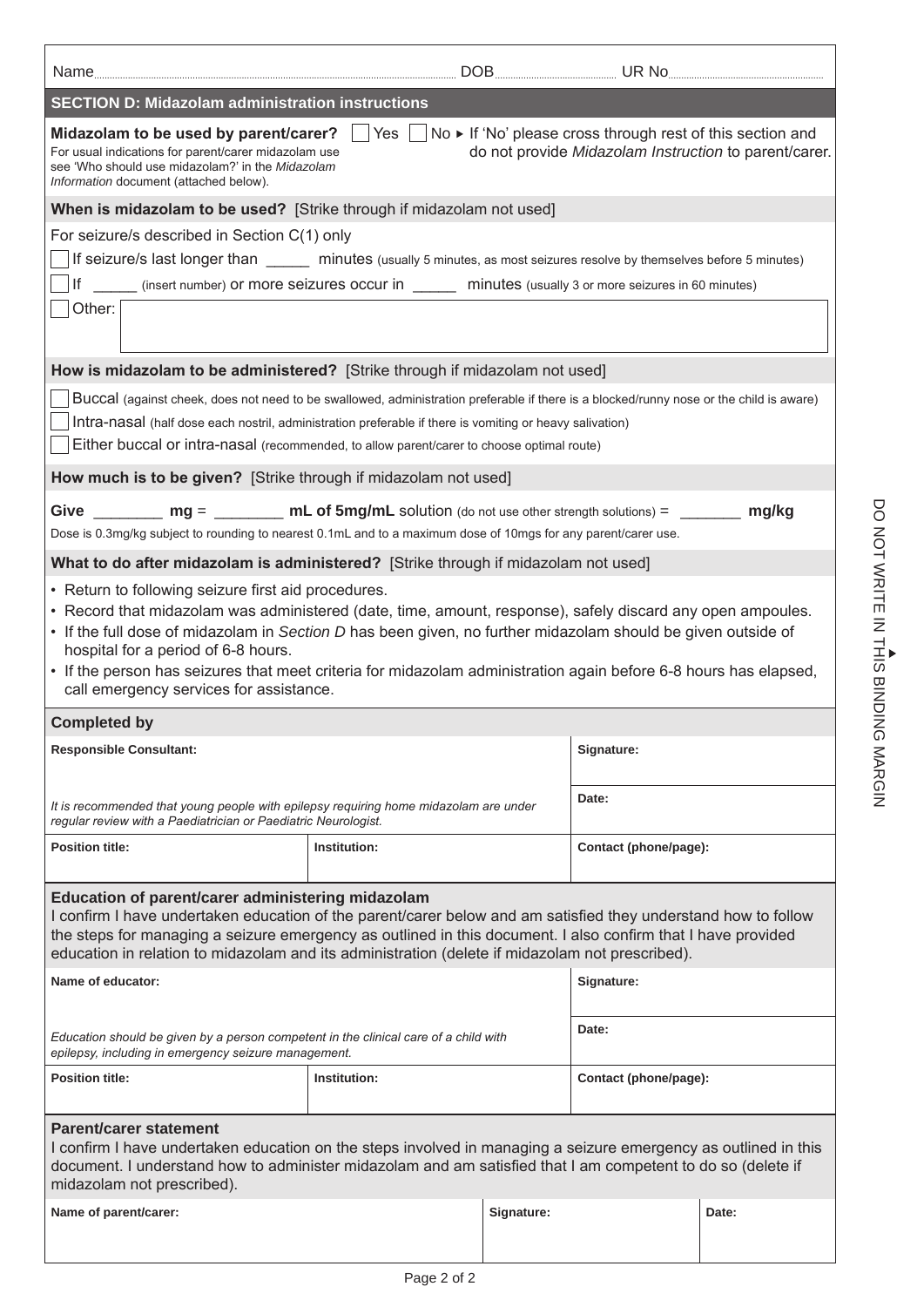Name ______________________ DOB ______________ UR No ______________

## SECTION D: Midazolam administration instructions

**Midazolam to be used by parent/carer?** ☐ Yes ☐ No ▸ If 'No' please cross through rest of this section and do not provide *Midazolam Instruction* to parent/carer.

For usual indications for parent/carer midazolam use see 'Who should use midazolam?' in the *Midazolam Information* document (attached below).

**When is midazolam to be used?** [Strike through if midazolam not used]

For seizure/s described in Section C(1) only

☐ If seizure/s last longer than _____ minutes (usually 5 minutes, as most seizures resolve by themselves before 5 minutes)

☐ If _____ (insert number) or more seizures occur in _____ minutes (usually 3 or more seizures in 60 minutes)

☐ Other:

**How is midazolam to be administered?** [Strike through if midazolam not used]

☐ Buccal (against cheek, does not need to be swallowed, administration preferable if there is a blocked/runny nose or the child is aware)

☐ Intra-nasal (half dose each nostril, administration preferable if there is vomiting or heavy salivation)

☐ Either buccal or intra-nasal (recommended, to allow parent/carer to choose optimal route)

**How much is to be given?** [Strike through if midazolam not used]

**Give** ________ **mg** = ________ **mL of 5mg/mL** solution (do not use other strength solutions) = _______ **mg/kg**

Dose is 0.3mg/kg subject to rounding to nearest 0.1mL and to a maximum dose of 10mgs for any parent/carer use.

**What to do after midazolam is administered?** [Strike through if midazolam not used]

- Return to following seizure first aid procedures.
- Record that midazolam was administered (date, time, amount, response), safely discard any open ampoules.
- If the full dose of midazolam in *Section D* has been given, no further midazolam should be given outside of hospital for a period of 6-8 hours.
- If the person has seizures that meet criteria for midazolam administration again before 6-8 hours has elapsed, call emergency services for assistance.

**Completed by**

| **Responsible Consultant:** | | **Signature:** |
|---|---|---|
| *It is recommended that young people with epilepsy requiring home midazolam are under regular review with a Paediatrician or Paediatric Neurologist.* | | **Date:** |
| **Position title:** | **Institution:** | **Contact (phone/page):** |

**Education of parent/carer administering midazolam**

I confirm I have undertaken education of the parent/carer below and am satisfied they understand how to follow the steps for managing a seizure emergency as outlined in this document. I also confirm that I have provided education in relation to midazolam and its administration (delete if midazolam not prescribed).

| **Name of educator:** | | **Signature:** |
|---|---|---|
| *Education should be given by a person competent in the clinical care of a child with epilepsy, including in emergency seizure management.* | | **Date:** |
| **Position title:** | **Institution:** | **Contact (phone/page):** |

**Parent/carer statement**

I confirm I have undertaken education on the steps involved in managing a seizure emergency as outlined in this document. I understand how to administer midazolam and am satisfied that I am competent to do so (delete if midazolam not prescribed).

| **Name of parent/carer:** | **Signature:** | **Date:** |
|---|---|---|
| | | |

DO NOT WRITE IN THIS BINDING MARGIN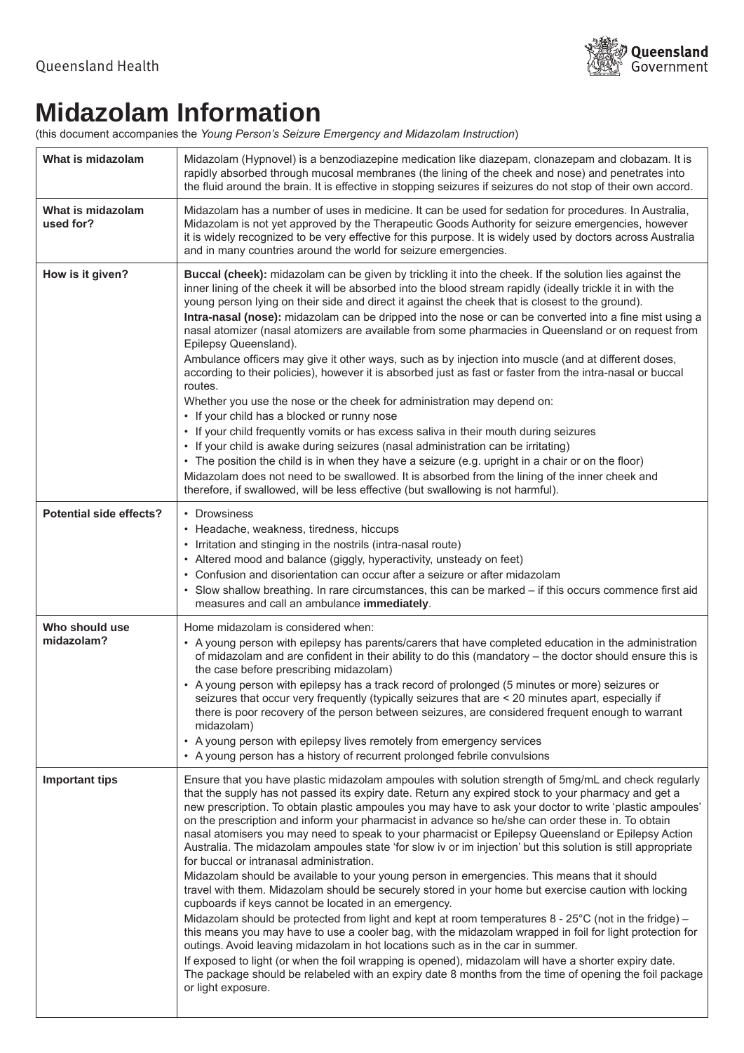Queensland Health

# Midazolam Information

(this document accompanies the *Young Person's Seizure Emergency and Midazolam Instruction*)

| | |
|---|---|
| **What is midazolam** | Midazolam (Hypnovel) is a benzodiazepine medication like diazepam, clonazepam and clobazam. It is rapidly absorbed through mucosal membranes (the lining of the cheek and nose) and penetrates into the fluid around the brain. It is effective in stopping seizures if seizures do not stop of their own accord. |
| **What is midazolam used for?** | Midazolam has a number of uses in medicine. It can be used for sedation for procedures. In Australia, Midazolam is not yet approved by the Therapeutic Goods Authority for seizure emergencies, however it is widely recognized to be very effective for this purpose. It is widely used by doctors across Australia and in many countries around the world for seizure emergencies. |
| **How is it given?** | **Buccal (cheek):** midazolam can be given by trickling it into the cheek. If the solution lies against the inner lining of the cheek it will be absorbed into the blood stream rapidly (ideally trickle it in with the young person lying on their side and direct it against the cheek that is closest to the ground).<br>**Intra-nasal (nose):** midazolam can be dripped into the nose or can be converted into a fine mist using a nasal atomizer (nasal atomizers are available from some pharmacies in Queensland or on request from Epilepsy Queensland).<br>Ambulance officers may give it other ways, such as by injection into muscle (and at different doses, according to their policies), however it is absorbed just as fast or faster from the intra-nasal or buccal routes.<br>Whether you use the nose or the cheek for administration may depend on:<br>• If your child has a blocked or runny nose<br>• If your child frequently vomits or has excess saliva in their mouth during seizures<br>• If your child is awake during seizures (nasal administration can be irritating)<br>• The position the child is in when they have a seizure (e.g. upright in a chair or on the floor)<br>Midazolam does not need to be swallowed. It is absorbed from the lining of the inner cheek and therefore, if swallowed, will be less effective (but swallowing is not harmful). |
| **Potential side effects?** | • Drowsiness<br>• Headache, weakness, tiredness, hiccups<br>• Irritation and stinging in the nostrils (intra-nasal route)<br>• Altered mood and balance (giggly, hyperactivity, unsteady on feet)<br>• Confusion and disorientation can occur after a seizure or after midazolam<br>• Slow shallow breathing. In rare circumstances, this can be marked – if this occurs commence first aid measures and call an ambulance **immediately**. |
| **Who should use midazolam?** | Home midazolam is considered when:<br>• A young person with epilepsy has parents/carers that have completed education in the administration of midazolam and are confident in their ability to do this (mandatory – the doctor should ensure this is the case before prescribing midazolam)<br>• A young person with epilepsy has a track record of prolonged (5 minutes or more) seizures or seizures that occur very frequently (typically seizures that are < 20 minutes apart, especially if there is poor recovery of the person between seizures, are considered frequent enough to warrant midazolam)<br>• A young person with epilepsy lives remotely from emergency services<br>• A young person has a history of recurrent prolonged febrile convulsions |
| **Important tips** | Ensure that you have plastic midazolam ampoules with solution strength of 5mg/mL and check regularly that the supply has not passed its expiry date. Return any expired stock to your pharmacy and get a new prescription. To obtain plastic ampoules you may have to ask your doctor to write 'plastic ampoules' on the prescription and inform your pharmacist in advance so he/she can order these in. To obtain nasal atomisers you may need to speak to your pharmacist or Epilepsy Queensland or Epilepsy Action Australia. The midazolam ampoules state 'for slow iv or im injection' but this solution is still appropriate for buccal or intranasal administration.<br>Midazolam should be available to your young person in emergencies. This means that it should travel with them. Midazolam should be securely stored in your home but exercise caution with locking cupboards if keys cannot be located in an emergency.<br>Midazolam should be protected from light and kept at room temperatures 8 - 25°C (not in the fridge) – this means you may have to use a cooler bag, with the midazolam wrapped in foil for light protection for outings. Avoid leaving midazolam in hot locations such as in the car in summer.<br>If exposed to light (or when the foil wrapping is opened), midazolam will have a shorter expiry date. The package should be relabeled with an expiry date 8 months from the time of opening the foil package or light exposure. |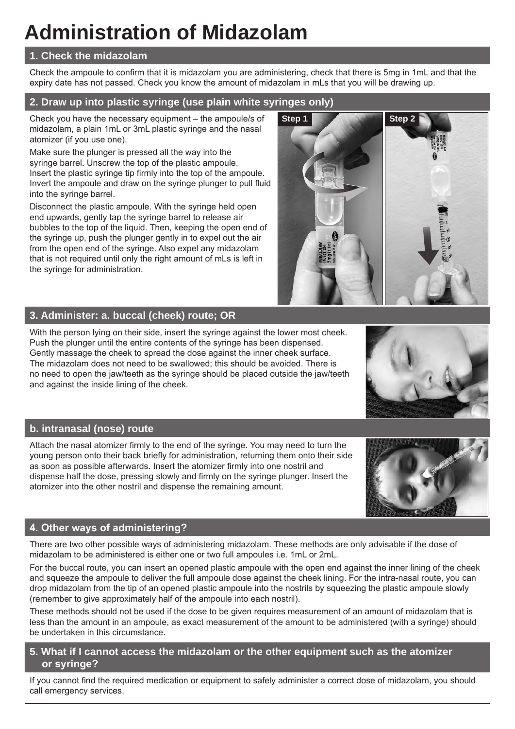# Administration of Midazolam

## 1. Check the midazolam

Check the ampoule to confirm that it is midazolam you are administering, check that there is 5mg in 1mL and that the expiry date has not passed. Check you know the amount of midazolam in mLs that you will be drawing up.

## 2. Draw up into plastic syringe (use plain white syringes only)

Check you have the necessary equipment – the ampoule/s of midazolam, a plain 1mL or 3mL plastic syringe and the nasal atomizer (if you use one).

Make sure the plunger is pressed all the way into the syringe barrel. Unscrew the top of the plastic ampoule. Insert the plastic syringe tip firmly into the top of the ampoule. Invert the ampoule and draw on the syringe plunger to pull fluid into the syringe barrel.

Disconnect the plastic ampoule. With the syringe held open end upwards, gently tap the syringe barrel to release air bubbles to the top of the liquid. Then, keeping the open end of the syringe up, push the plunger gently in to expel out the air from the open end of the syringe. Also expel any midazolam that is not required until only the right amount of mLs is left in the syringe for administration.

Step 1

Step 2

## 3. Administer: a. buccal (cheek) route; OR

With the person lying on their side, insert the syringe against the lower most cheek. Push the plunger until the entire contents of the syringe has been dispensed. Gently massage the cheek to spread the dose against the inner cheek surface. The midazolam does not need to be swallowed; this should be avoided. There is no need to open the jaw/teeth as the syringe should be placed outside the jaw/teeth and against the inside lining of the cheek.

## b. intranasal (nose) route

Attach the nasal atomizer firmly to the end of the syringe. You may need to turn the young person onto their back briefly for administration, returning them onto their side as soon as possible afterwards. Insert the atomizer firmly into one nostril and dispense half the dose, pressing slowly and firmly on the syringe plunger. Insert the atomizer into the other nostril and dispense the remaining amount.

## 4. Other ways of administering?

There are two other possible ways of administering midazolam. These methods are only advisable if the dose of midazolam to be administered is either one or two full ampoules i.e. 1mL or 2mL.

For the buccal route, you can insert an opened plastic ampoule with the open end against the inner lining of the cheek and squeeze the ampoule to deliver the full ampoule dose against the cheek lining. For the intra-nasal route, you can drop midazolam from the tip of an opened plastic ampoule into the nostrils by squeezing the plastic ampoule slowly (remember to give approximately half of the ampoule into each nostril).

These methods should not be used if the dose to be given requires measurement of an amount of midazolam that is less than the amount in an ampoule, as exact measurement of the amount to be administered (with a syringe) should be undertaken in this circumstance.

## 5. What if I cannot access the midazolam or the other equipment such as the atomizer or syringe?

If you cannot find the required medication or equipment to safely administer a correct dose of midazolam, you should call emergency services.